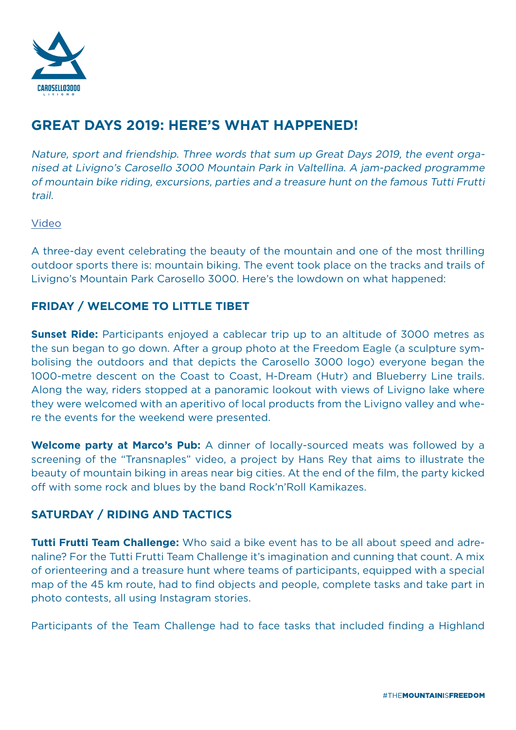# GREAT DAYS 2019: HERE'S WHAT HAPPENED!

*Nature, sport and friendship. Three words that sum up Great Days 2019, the event organised at Livigno's Carosello 3000 Mountain Park in Valtellina. A jam-packed programme of mountain bike riding, excursions, parties and a treasure hunt on the famous Tutti Frutti trail.*

Video

A three-day event celebrating the beauty of the mountain and one of the most thrilling outdoor sports there is: mountain biking. The event took place on the tracks and trails of Livigno's Mountain Park Carosello 3000. Here's the lowdown on what happened:

## FRIDAY / WELCOME TO LITTLE TIBET

**Sunset Ride:** Participants enjoyed a cablecar trip up to an altitude of 3000 metres as the sun began to go down. After a group photo at the Freedom Eagle (a sculpture symbolising the outdoors and that depicts the Carosello 3000 logo) everyone began the 1000-metre descent on the Coast to Coast, H-Dream (Hutr) and Blueberry Line trails. Along the way, riders stopped at a panoramic lookout with views of Livigno lake where they were welcomed with an aperitivo of local products from the Livigno valley and where the events for the weekend were presented.

**Welcome party at Marco's Pub:** A dinner of locally-sourced meats was followed by a screening of the "Transnaples" video, a project by Hans Rey that aims to illustrate the beauty of mountain biking in areas near big cities. At the end of the film, the party kicked off with some rock and blues by the band Rock'n'Roll Kamikazes.

## SATURDAY / RIDING AND TACTICS

**Tutti Frutti Team Challenge:** Who said a bike event has to be all about speed and adrenaline? For the Tutti Frutti Team Challenge it's imagination and cunning that count. A mix of orienteering and a treasure hunt where teams of participants, equipped with a special map of the 45 km route, had to find objects and people, complete tasks and take part in photo contests, all using Instagram stories.

Participants of the Team Challenge had to face tasks that included finding a Highland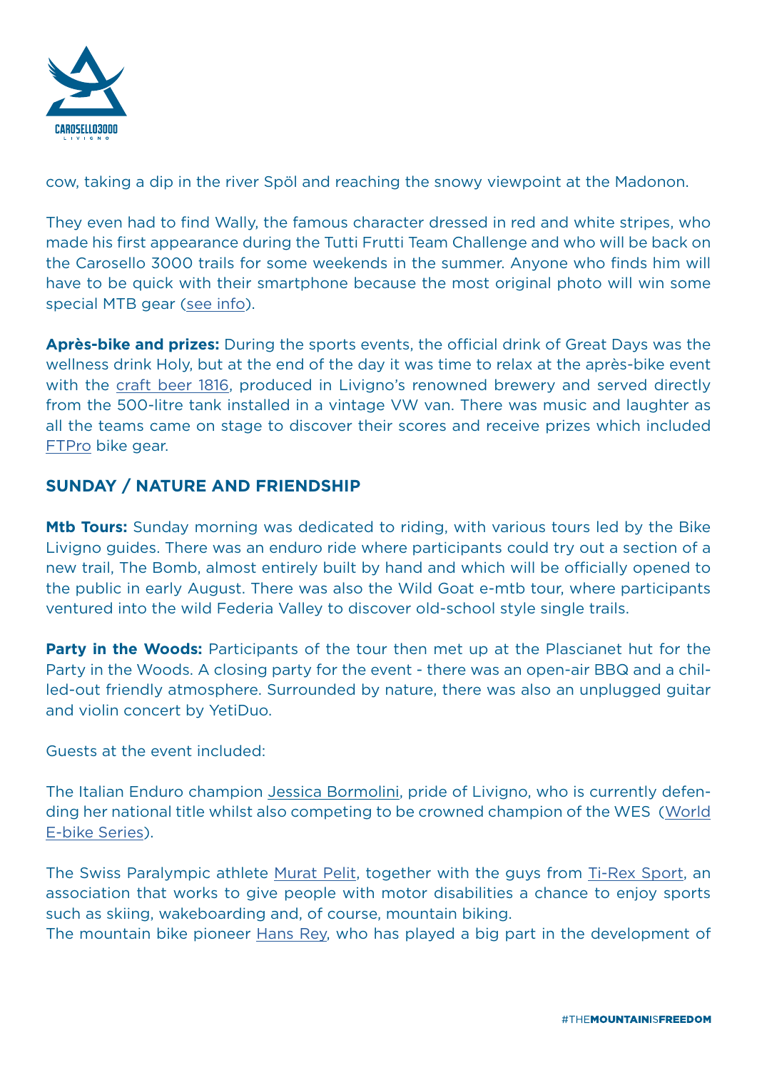cow, taking a dip in the river Spöl and reaching the snowy viewpoint at the Madonon.

They even had to find Wally, the famous character dressed in red and white stripes, who made his first appearance during the Tutti Frutti Team Challenge and who will be back on the Carosello 3000 trails for some weekends in the summer. Anyone who finds him will have to be quick with their smartphone because the most original photo will win some special MTB gear (see info).

**Après-bike and prizes:** During the sports events, the official drink of Great Days was the wellness drink Holy, but at the end of the day it was time to relax at the après-bike event with the craft beer 1816, produced in Livigno's renowned brewery and served directly from the 500-litre tank installed in a vintage VW van. There was music and laughter as all the teams came on stage to discover their scores and receive prizes which included FTPro bike gear.

## SUNDAY / NATURE AND FRIENDSHIP

**Mtb Tours:** Sunday morning was dedicated to riding, with various tours led by the Bike Livigno guides. There was an enduro ride where participants could try out a section of a new trail, The Bomb, almost entirely built by hand and which will be officially opened to the public in early August. There was also the Wild Goat e-mtb tour, where participants ventured into the wild Federia Valley to discover old-school style single trails.

**Party in the Woods:** Participants of the tour then met up at the Plascianet hut for the Party in the Woods. A closing party for the event - there was an open-air BBQ and a chilled-out friendly atmosphere. Surrounded by nature, there was also an unplugged guitar and violin concert by YetiDuo.

Guests at the event included:

The Italian Enduro champion Jessica Bormolini, pride of Livigno, who is currently defending her national title whilst also competing to be crowned champion of the WES (World E-bike Series).

The Swiss Paralympic athlete Murat Pelit, together with the guys from Ti-Rex Sport, an association that works to give people with motor disabilities a chance to enjoy sports such as skiing, wakeboarding and, of course, mountain biking.
The mountain bike pioneer Hans Rey, who has played a big part in the development of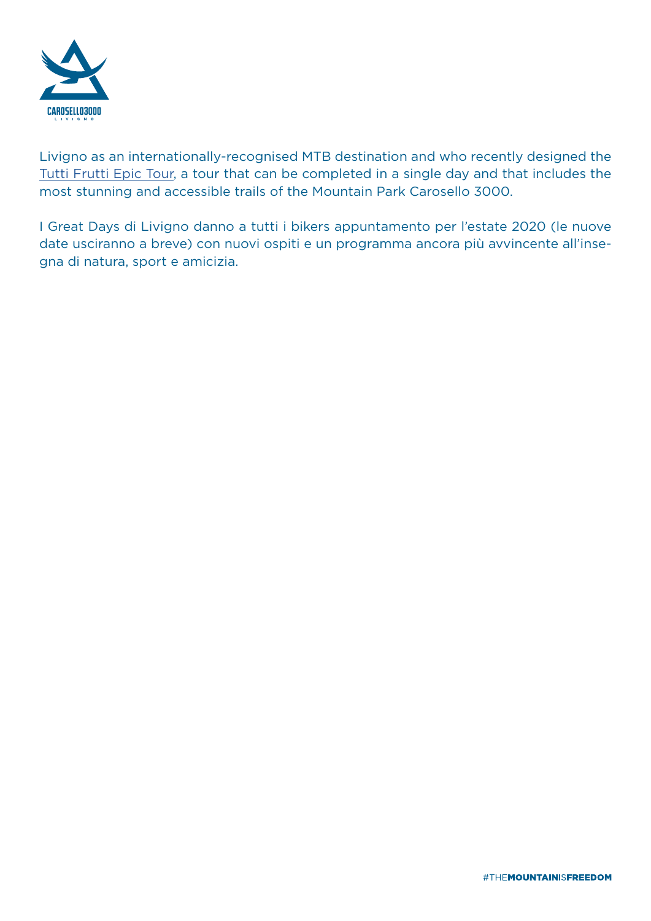Livigno as an internationally-recognised MTB destination and who recently designed the Tutti Frutti Epic Tour, a tour that can be completed in a single day and that includes the most stunning and accessible trails of the Mountain Park Carosello 3000.

I Great Days di Livigno danno a tutti i bikers appuntamento per l'estate 2020 (le nuove date usciranno a breve) con nuovi ospiti e un programma ancora più avvincente all'insegna di natura, sport e amicizia.